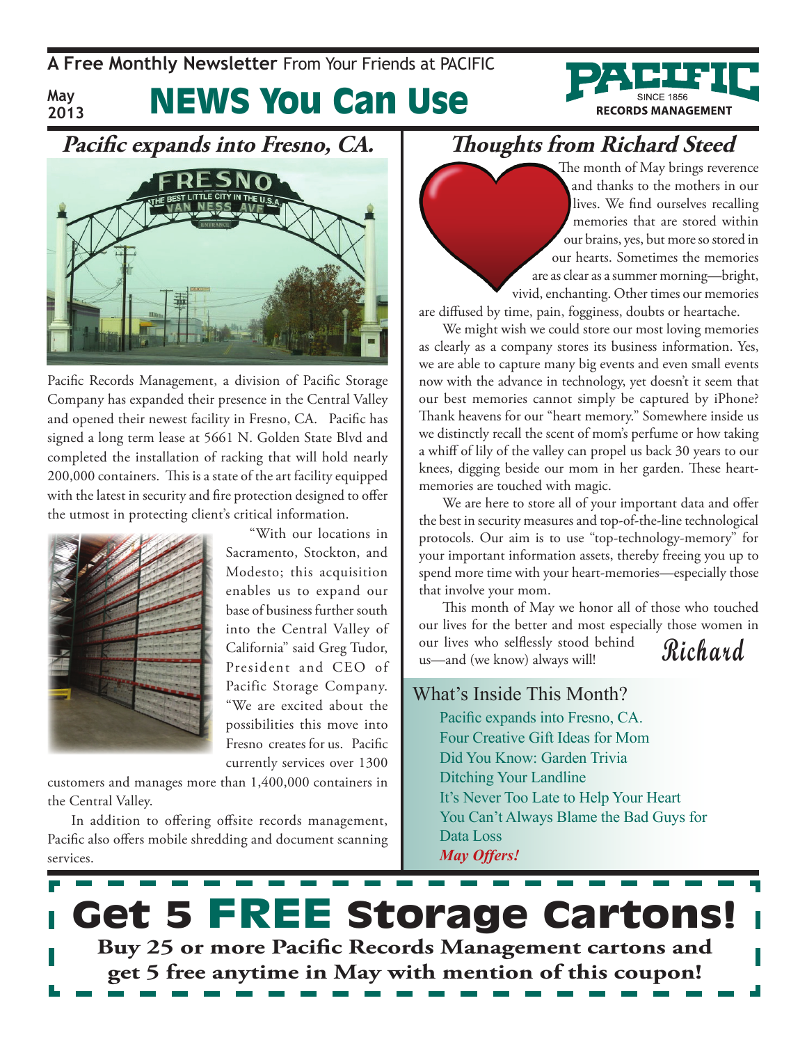A **Free Monthly Newsletter** From Your Friends at PACIFIC

May 2013

# NEWS You Can Use

PACIFIC SINCE 1856 RECORDS MANAGEMENT

## *Pacific expands into Fresno, CA.*

Pacific Records Management, a division of Pacific Storage Company has expanded their presence in the Central Valley and opened their newest facility in Fresno, CA. Pacific has signed a long term lease at 5661 N. Golden State Blvd and completed the installation of racking that will hold nearly 200,000 containers. This is a state of the art facility equipped with the latest in security and fire protection designed to offer the utmost in protecting client's critical information.

"With our locations in Sacramento, Stockton, and Modesto; this acquisition enables us to expand our base of business further south into the Central Valley of California" said Greg Tudor, President and CEO of Pacific Storage Company. "We are excited about the possibilities this move into Fresno creates for us. Pacific currently services over 1300 customers and manages more than 1,400,000 containers in the Central Valley.

In addition to offering offsite records management, Pacific also offers mobile shredding and document scanning services.

## *Thoughts from Richard Steed*

The month of May brings reverence and thanks to the mothers in our lives. We find ourselves recalling memories that are stored within our brains, yes, but more so stored in our hearts. Sometimes the memories are as clear as a summer morning—bright, vivid, enchanting. Other times our memories are diffused by time, pain, fogginess, doubts or heartache.

We might wish we could store our most loving memories as clearly as a company stores its business information. Yes, we are able to capture many big events and even small events now with the advance in technology, yet doesn't it seem that our best memories cannot simply be captured by iPhone? Thank heavens for our "heart memory." Somewhere inside us we distinctly recall the scent of mom's perfume or how taking a whiff of lily of the valley can propel us back 30 years to our knees, digging beside our mom in her garden. These heart-memories are touched with magic.

We are here to store all of your important data and offer the best in security measures and top-of-the-line technological protocols. Our aim is to use "top-technology-memory" for your important information assets, thereby freeing you up to spend more time with your heart-memories—especially those that involve your mom.

This month of May we honor all of those who touched our lives for the better and most especially those women in our lives who selflessly stood behind us—and (we know) always will!

*Richard*

### What's Inside This Month?

- Pacific expands into Fresno, CA.
- Four Creative Gift Ideas for Mom
- Did You Know: Garden Trivia
- Ditching Your Landline
- It's Never Too Late to Help Your Heart
- You Can't Always Blame the Bad Guys for Data Loss
- ***May Offers!***

# Get 5 FREE Storage Cartons!

**Buy 25 or more Pacific Records Management cartons and get 5 free anytime in May with mention of this coupon!**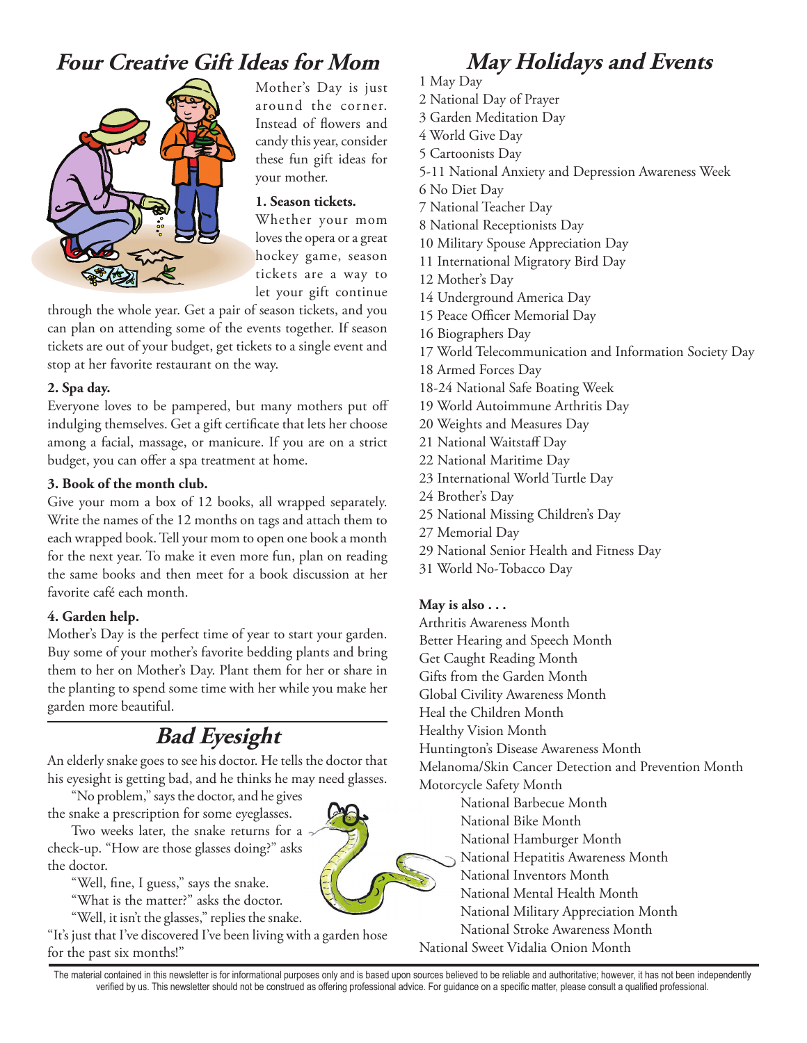## Four Creative Gift Ideas for Mom

Mother's Day is just around the corner. Instead of flowers and candy this year, consider these fun gift ideas for your mother.

**1. Season tickets.**
Whether your mom loves the opera or a great hockey game, season tickets are a way to let your gift continue through the whole year. Get a pair of season tickets, and you can plan on attending some of the events together. If season tickets are out of your budget, get tickets to a single event and stop at her favorite restaurant on the way.

**2. Spa day.**
Everyone loves to be pampered, but many mothers put off indulging themselves. Get a gift certificate that lets her choose among a facial, massage, or manicure. If you are on a strict budget, you can offer a spa treatment at home.

**3. Book of the month club.**
Give your mom a box of 12 books, all wrapped separately. Write the names of the 12 months on tags and attach them to each wrapped book. Tell your mom to open one book a month for the next year. To make it even more fun, plan on reading the same books and then meet for a book discussion at her favorite café each month.

**4. Garden help.**
Mother's Day is the perfect time of year to start your garden. Buy some of your mother's favorite bedding plants and bring them to her on Mother's Day. Plant them for her or share in the planting to spend some time with her while you make her garden more beautiful.

## Bad Eyesight

An elderly snake goes to see his doctor. He tells the doctor that his eyesight is getting bad, and he thinks he may need glasses.

"No problem," says the doctor, and he gives the snake a prescription for some eyeglasses.

Two weeks later, the snake returns for a check-up. "How are those glasses doing?" asks the doctor.

"Well, fine, I guess," says the snake.

"What is the matter?" asks the doctor.

"Well, it isn't the glasses," replies the snake. "It's just that I've discovered I've been living with a garden hose for the past six months!"

## May Holidays and Events

1 May Day
2 National Day of Prayer
3 Garden Meditation Day
4 World Give Day
5 Cartoonists Day
5-11 National Anxiety and Depression Awareness Week
6 No Diet Day
7 National Teacher Day
8 National Receptionists Day
10 Military Spouse Appreciation Day
11 International Migratory Bird Day
12 Mother's Day
14 Underground America Day
15 Peace Officer Memorial Day
16 Biographers Day
17 World Telecommunication and Information Society Day
18 Armed Forces Day
18-24 National Safe Boating Week
19 World Autoimmune Arthritis Day
20 Weights and Measures Day
21 National Waitstaff Day
22 National Maritime Day
23 International World Turtle Day
24 Brother's Day
25 National Missing Children's Day
27 Memorial Day
29 National Senior Health and Fitness Day
31 World No-Tobacco Day

**May is also . . .**

Arthritis Awareness Month
Better Hearing and Speech Month
Get Caught Reading Month
Gifts from the Garden Month
Global Civility Awareness Month
Heal the Children Month
Healthy Vision Month
Huntington's Disease Awareness Month
Melanoma/Skin Cancer Detection and Prevention Month
Motorcycle Safety Month
National Barbecue Month
National Bike Month
National Hamburger Month
National Hepatitis Awareness Month
National Inventors Month
National Mental Health Month
National Military Appreciation Month
National Stroke Awareness Month
National Sweet Vidalia Onion Month

The material contained in this newsletter is for informational purposes only and is based upon sources believed to be reliable and authoritative; however, it has not been independently verified by us. This newsletter should not be construed as offering professional advice. For guidance on a specific matter, please consult a qualified professional.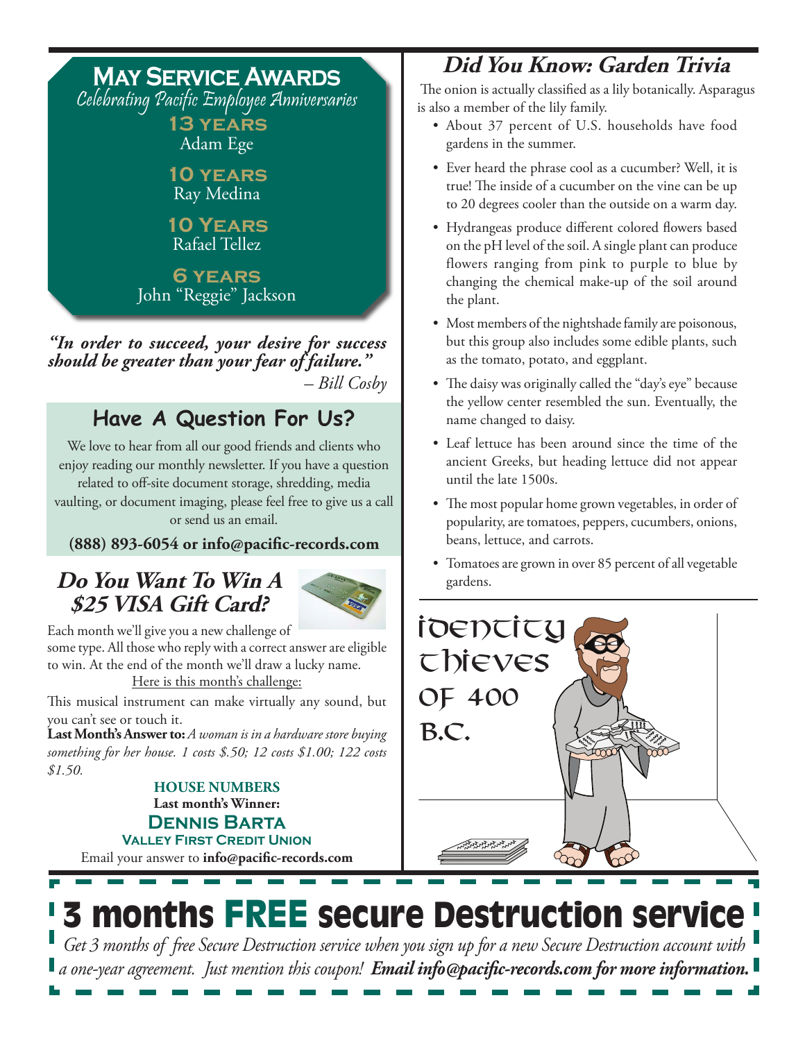## May Service Awards

*Celebrating Pacific Employee Anniversaries*

**13 years**
Adam Ege

**10 years**
Ray Medina

**10 Years**
Rafael Tellez

**6 years**
John "Reggie" Jackson

***"In order to succeed, your desire for success should be greater than your fear of failure."***
*– Bill Cosby*

## Have A Question For Us?

We love to hear from all our good friends and clients who enjoy reading our monthly newsletter. If you have a question related to off-site document storage, shredding, media vaulting, or document imaging, please feel free to give us a call or send us an email.

**(888) 893-6054 or info@pacific-records.com**

## *Do You Want To Win A $25 VISA Gift Card?*

Each month we'll give you a new challenge of some type. All those who reply with a correct answer are eligible to win. At the end of the month we'll draw a lucky name.

Here is this month's challenge:

This musical instrument can make virtually any sound, but you can't see or touch it.

**Last Month's Answer to:** *A woman is in a hardware store buying something for her house. 1 costs $.50; 12 costs $1.00; 122 costs $1.50.*

**HOUSE NUMBERS**
**Last month's Winner:**
**Dennis Barta**
**Valley First Credit Union**

Email your answer to **info@pacific-records.com**

## *Did You Know: Garden Trivia*

The onion is actually classified as a lily botanically. Asparagus is also a member of the lily family.

- About 37 percent of U.S. households have food gardens in the summer.
- Ever heard the phrase cool as a cucumber? Well, it is true! The inside of a cucumber on the vine can be up to 20 degrees cooler than the outside on a warm day.
- Hydrangeas produce different colored flowers based on the pH level of the soil. A single plant can produce flowers ranging from pink to purple to blue by changing the chemical make-up of the soil around the plant.
- Most members of the nightshade family are poisonous, but this group also includes some edible plants, such as the tomato, potato, and eggplant.
- The daisy was originally called the "day's eye" because the yellow center resembled the sun. Eventually, the name changed to daisy.
- Leaf lettuce has been around since the time of the ancient Greeks, but heading lettuce did not appear until the late 1500s.
- The most popular home grown vegetables, in order of popularity, are tomatoes, peppers, cucumbers, onions, beans, lettuce, and carrots.
- Tomatoes are grown in over 85 percent of all vegetable gardens.

Identity Thieves of 400 B.C.

# 3 months FREE secure Destruction service

*Get 3 months of free Secure Destruction service when you sign up for a new Secure Destruction account with a one-year agreement. Just mention this coupon!* ***Email info@pacific-records.com for more information.***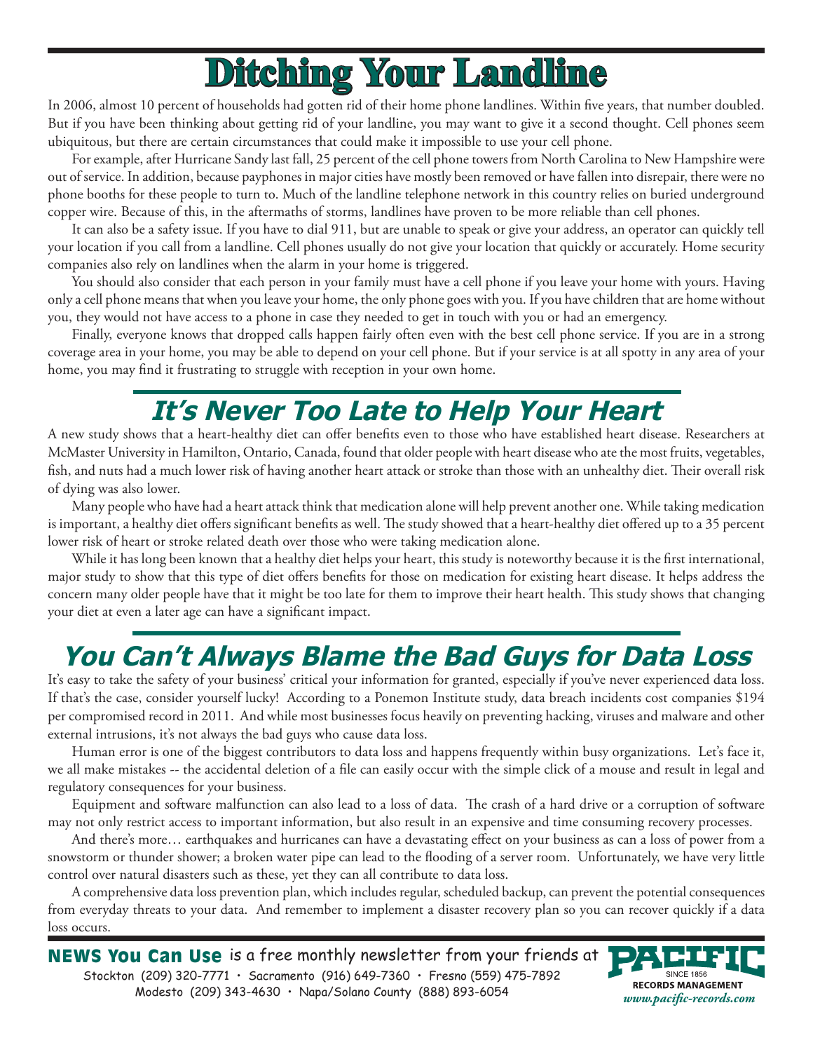# Ditching Your Landline

In 2006, almost 10 percent of households had gotten rid of their home phone landlines. Within five years, that number doubled. But if you have been thinking about getting rid of your landline, you may want to give it a second thought. Cell phones seem ubiquitous, but there are certain circumstances that could make it impossible to use your cell phone.

For example, after Hurricane Sandy last fall, 25 percent of the cell phone towers from North Carolina to New Hampshire were out of service. In addition, because payphones in major cities have mostly been removed or have fallen into disrepair, there were no phone booths for these people to turn to. Much of the landline telephone network in this country relies on buried underground copper wire. Because of this, in the aftermaths of storms, landlines have proven to be more reliable than cell phones.

It can also be a safety issue. If you have to dial 911, but are unable to speak or give your address, an operator can quickly tell your location if you call from a landline. Cell phones usually do not give your location that quickly or accurately. Home security companies also rely on landlines when the alarm in your home is triggered.

You should also consider that each person in your family must have a cell phone if you leave your home with yours. Having only a cell phone means that when you leave your home, the only phone goes with you. If you have children that are home without you, they would not have access to a phone in case they needed to get in touch with you or had an emergency.

Finally, everyone knows that dropped calls happen fairly often even with the best cell phone service. If you are in a strong coverage area in your home, you may be able to depend on your cell phone. But if your service is at all spotty in any area of your home, you may find it frustrating to struggle with reception in your own home.

## It's Never Too Late to Help Your Heart

A new study shows that a heart-healthy diet can offer benefits even to those who have established heart disease. Researchers at McMaster University in Hamilton, Ontario, Canada, found that older people with heart disease who ate the most fruits, vegetables, fish, and nuts had a much lower risk of having another heart attack or stroke than those with an unhealthy diet. Their overall risk of dying was also lower.

Many people who have had a heart attack think that medication alone will help prevent another one. While taking medication is important, a healthy diet offers significant benefits as well. The study showed that a heart-healthy diet offered up to a 35 percent lower risk of heart or stroke related death over those who were taking medication alone.

While it has long been known that a healthy diet helps your heart, this study is noteworthy because it is the first international, major study to show that this type of diet offers benefits for those on medication for existing heart disease. It helps address the concern many older people have that it might be too late for them to improve their heart health. This study shows that changing your diet at even a later age can have a significant impact.

## You Can't Always Blame the Bad Guys for Data Loss

It's easy to take the safety of your business' critical your information for granted, especially if you've never experienced data loss. If that's the case, consider yourself lucky! According to a Ponemon Institute study, data breach incidents cost companies $194 per compromised record in 2011. And while most businesses focus heavily on preventing hacking, viruses and malware and other external intrusions, it's not always the bad guys who cause data loss.

Human error is one of the biggest contributors to data loss and happens frequently within busy organizations. Let's face it, we all make mistakes -- the accidental deletion of a file can easily occur with the simple click of a mouse and result in legal and regulatory consequences for your business.

Equipment and software malfunction can also lead to a loss of data. The crash of a hard drive or a corruption of software may not only restrict access to important information, but also result in an expensive and time consuming recovery processes.

And there's more… earthquakes and hurricanes can have a devastating effect on your business as can a loss of power from a snowstorm or thunder shower; a broken water pipe can lead to the flooding of a server room. Unfortunately, we have very little control over natural disasters such as these, yet they can all contribute to data loss.

A comprehensive data loss prevention plan, which includes regular, scheduled backup, can prevent the potential consequences from everyday threats to your data. And remember to implement a disaster recovery plan so you can recover quickly if a data loss occurs.

**NEWS You Can Use** is a free monthly newsletter from your friends at

Stockton (209) 320-7771 • Sacramento (916) 649-7360 • Fresno (559) 475-7892
Modesto (209) 343-4630 • Napa/Solano County (888) 893-6054

PACIFIC
SINCE 1856
RECORDS MANAGEMENT
*www.pacific-records.com*